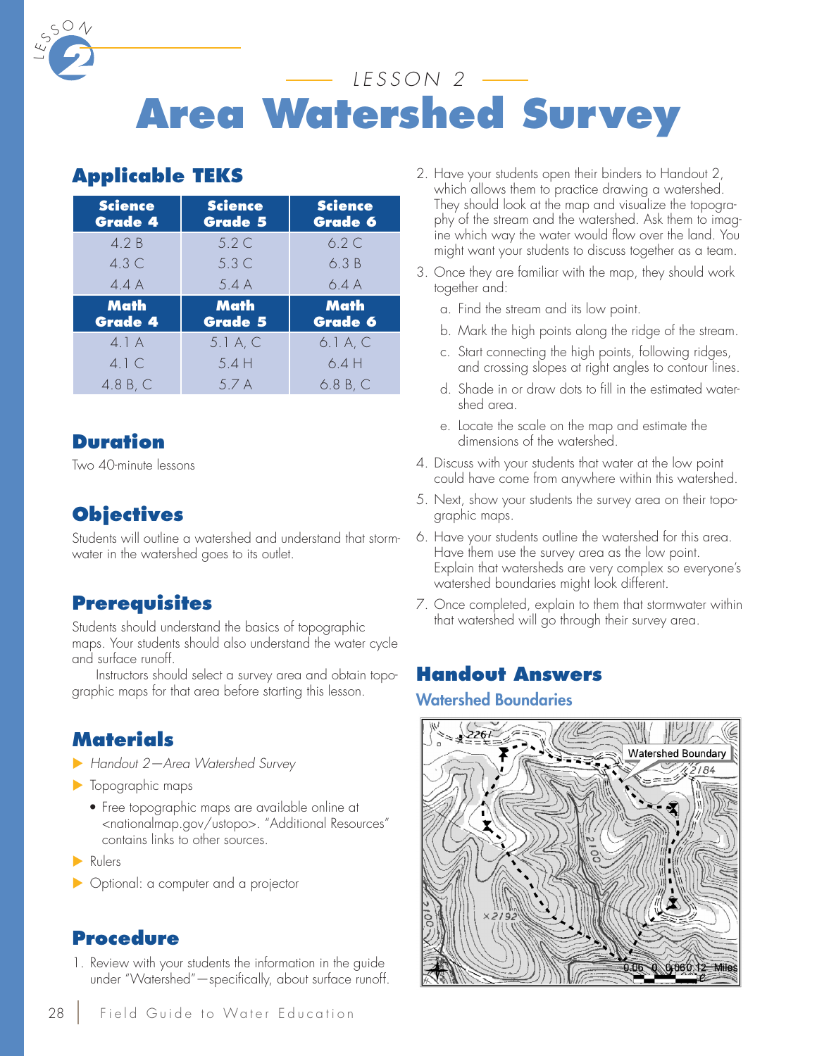# LESSON 2

# Area Watershed Survey

## Applicable TEKS

| Science Grade 4 | Science Grade 5 | Science Grade 6 |
|---|---|---|
| 4.2 B | 5.2 C | 6.2 C |
| 4.3 C | 5.3 C | 6.3 B |
| 4.4 A | 5.4 A | 6.4 A |
| **Math Grade 4** | **Math Grade 5** | **Math Grade 6** |
| 4.1 A | 5.1 A, C | 6.1 A, C |
| 4.1 C | 5.4 H | 6.4 H |
| 4.8 B, C | 5.7 A | 6.8 B, C |

## Duration

Two 40-minute lessons

## Objectives

Students will outline a watershed and understand that stormwater in the watershed goes to its outlet.

## Prerequisites

Students should understand the basics of topographic maps. Your students should also understand the water cycle and surface runoff.

Instructors should select a survey area and obtain topographic maps for that area before starting this lesson.

## Materials

- *Handout 2—Area Watershed Survey*
- Topographic maps
  - Free topographic maps are available online at <nationalmap.gov/ustopo>. "Additional Resources" contains links to other sources.
- Rulers
- Optional: a computer and a projector

## Procedure

1. Review with your students the information in the guide under "Watershed"—specifically, about surface runoff.
2. Have your students open their binders to Handout 2, which allows them to practice drawing a watershed. They should look at the map and visualize the topography of the stream and the watershed. Ask them to imagine which way the water would flow over the land. You might want your students to discuss together as a team.
3. Once they are familiar with the map, they should work together and:
   a. Find the stream and its low point.
   b. Mark the high points along the ridge of the stream.
   c. Start connecting the high points, following ridges, and crossing slopes at right angles to contour lines.
   d. Shade in or draw dots to fill in the estimated watershed area.
   e. Locate the scale on the map and estimate the dimensions of the watershed.
4. Discuss with your students that water at the low point could have come from anywhere within this watershed.
5. Next, show your students the survey area on their topographic maps.
6. Have your students outline the watershed for this area. Have them use the survey area as the low point. Explain that watersheds are very complex so everyone's watershed boundaries might look different.
7. Once completed, explain to them that stormwater within that watershed will go through their survey area.

## Handout Answers

### Watershed Boundaries

Watershed Boundary

2261
2184
2100
2192
2100
0.06 0 0.06 0.12 Miles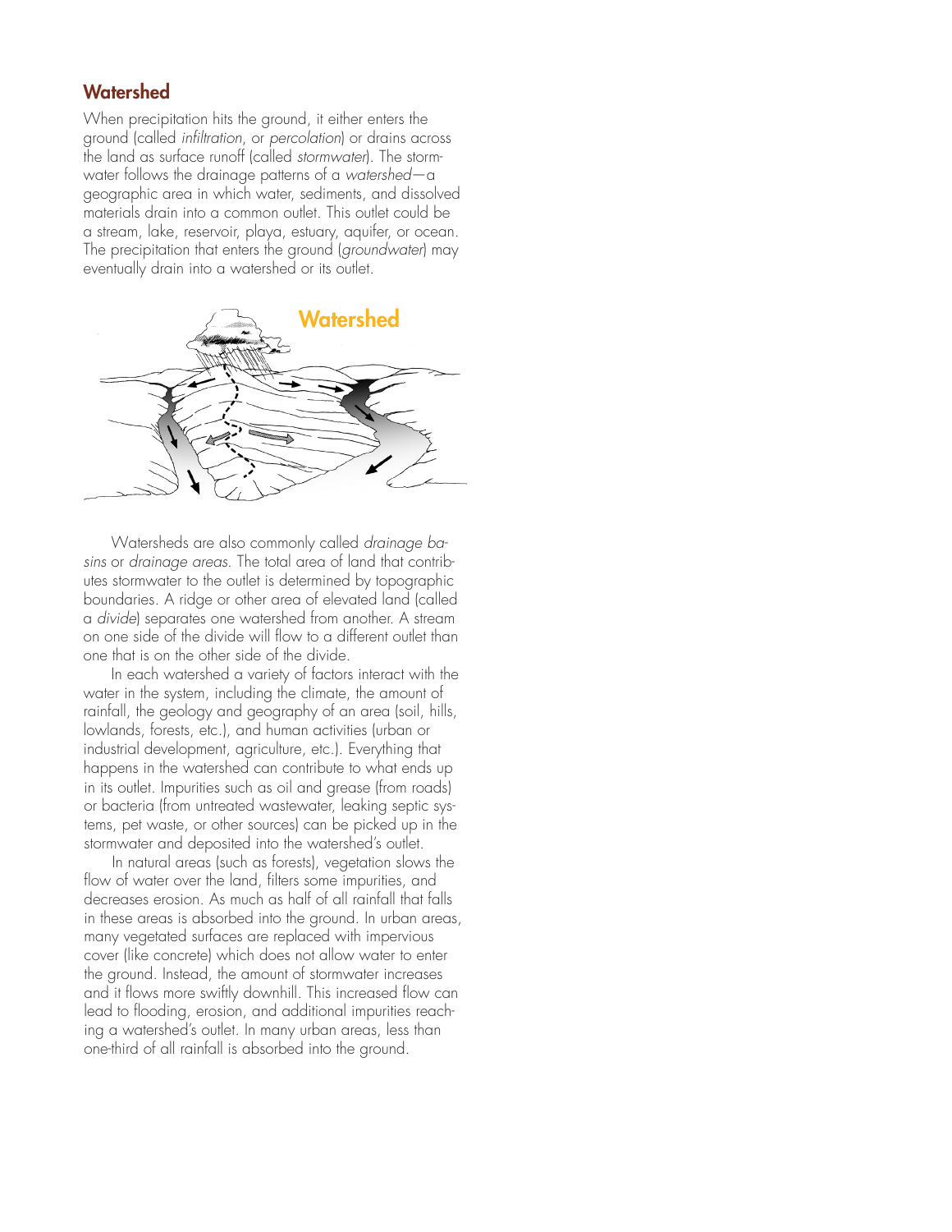## Watershed

When precipitation hits the ground, it either enters the ground (called *infiltration*, or *percolation*) or drains across the land as surface runoff (called *stormwater*). The stormwater follows the drainage patterns of a *watershed*—a geographic area in which water, sediments, and dissolved materials drain into a common outlet. This outlet could be a stream, lake, reservoir, playa, estuary, aquifer, or ocean. The precipitation that enters the ground (*groundwater*) may eventually drain into a watershed or its outlet.

Watershed

Watersheds are also commonly called *drainage basins* or *drainage areas*. The total area of land that contributes stormwater to the outlet is determined by topographic boundaries. A ridge or other area of elevated land (called a *divide*) separates one watershed from another. A stream on one side of the divide will flow to a different outlet than one that is on the other side of the divide.

In each watershed a variety of factors interact with the water in the system, including the climate, the amount of rainfall, the geology and geography of an area (soil, hills, lowlands, forests, etc.), and human activities (urban or industrial development, agriculture, etc.). Everything that happens in the watershed can contribute to what ends up in its outlet. Impurities such as oil and grease (from roads) or bacteria (from untreated wastewater, leaking septic systems, pet waste, or other sources) can be picked up in the stormwater and deposited into the watershed's outlet.

In natural areas (such as forests), vegetation slows the flow of water over the land, filters some impurities, and decreases erosion. As much as half of all rainfall that falls in these areas is absorbed into the ground. In urban areas, many vegetated surfaces are replaced with impervious cover (like concrete) which does not allow water to enter the ground. Instead, the amount of stormwater increases and it flows more swiftly downhill. This increased flow can lead to flooding, erosion, and additional impurities reaching a watershed's outlet. In many urban areas, less than one-third of all rainfall is absorbed into the ground.